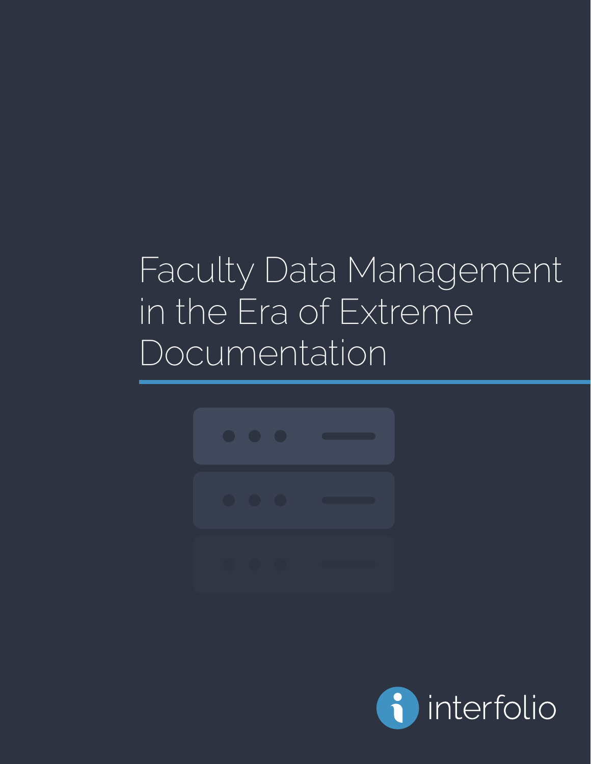# Faculty Data Management in the Era of Extreme Documentation

interfolio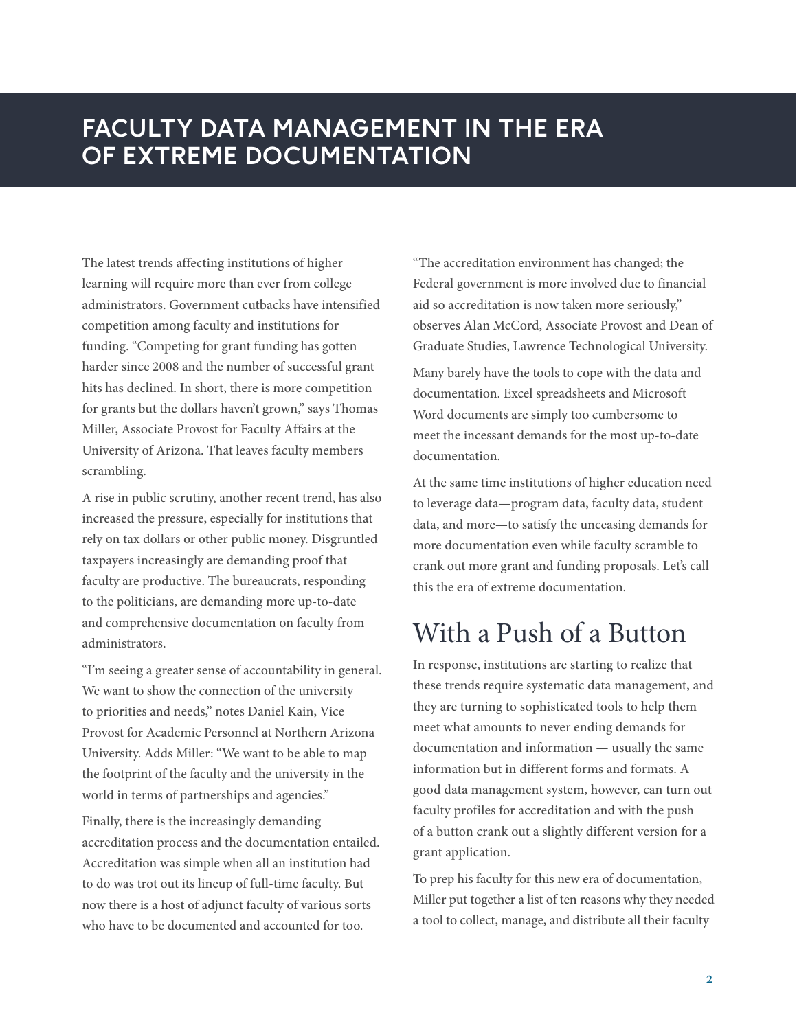# FACULTY DATA MANAGEMENT IN THE ERA OF EXTREME DOCUMENTATION

The latest trends affecting institutions of higher learning will require more than ever from college administrators. Government cutbacks have intensified competition among faculty and institutions for funding. "Competing for grant funding has gotten harder since 2008 and the number of successful grant hits has declined. In short, there is more competition for grants but the dollars haven't grown," says Thomas Miller, Associate Provost for Faculty Affairs at the University of Arizona. That leaves faculty members scrambling.

A rise in public scrutiny, another recent trend, has also increased the pressure, especially for institutions that rely on tax dollars or other public money. Disgruntled taxpayers increasingly are demanding proof that faculty are productive. The bureaucrats, responding to the politicians, are demanding more up-to-date and comprehensive documentation on faculty from administrators.

"I'm seeing a greater sense of accountability in general. We want to show the connection of the university to priorities and needs," notes Daniel Kain, Vice Provost for Academic Personnel at Northern Arizona University. Adds Miller: "We want to be able to map the footprint of the faculty and the university in the world in terms of partnerships and agencies."

Finally, there is the increasingly demanding accreditation process and the documentation entailed. Accreditation was simple when all an institution had to do was trot out its lineup of full-time faculty. But now there is a host of adjunct faculty of various sorts who have to be documented and accounted for too.

"The accreditation environment has changed; the Federal government is more involved due to financial aid so accreditation is now taken more seriously," observes Alan McCord, Associate Provost and Dean of Graduate Studies, Lawrence Technological University.

Many barely have the tools to cope with the data and documentation. Excel spreadsheets and Microsoft Word documents are simply too cumbersome to meet the incessant demands for the most up-to-date documentation.

At the same time institutions of higher education need to leverage data—program data, faculty data, student data, and more—to satisfy the unceasing demands for more documentation even while faculty scramble to crank out more grant and funding proposals. Let's call this the era of extreme documentation.

## With a Push of a Button

In response, institutions are starting to realize that these trends require systematic data management, and they are turning to sophisticated tools to help them meet what amounts to never ending demands for documentation and information — usually the same information but in different forms and formats. A good data management system, however, can turn out faculty profiles for accreditation and with the push of a button crank out a slightly different version for a grant application.

To prep his faculty for this new era of documentation, Miller put together a list of ten reasons why they needed a tool to collect, manage, and distribute all their faculty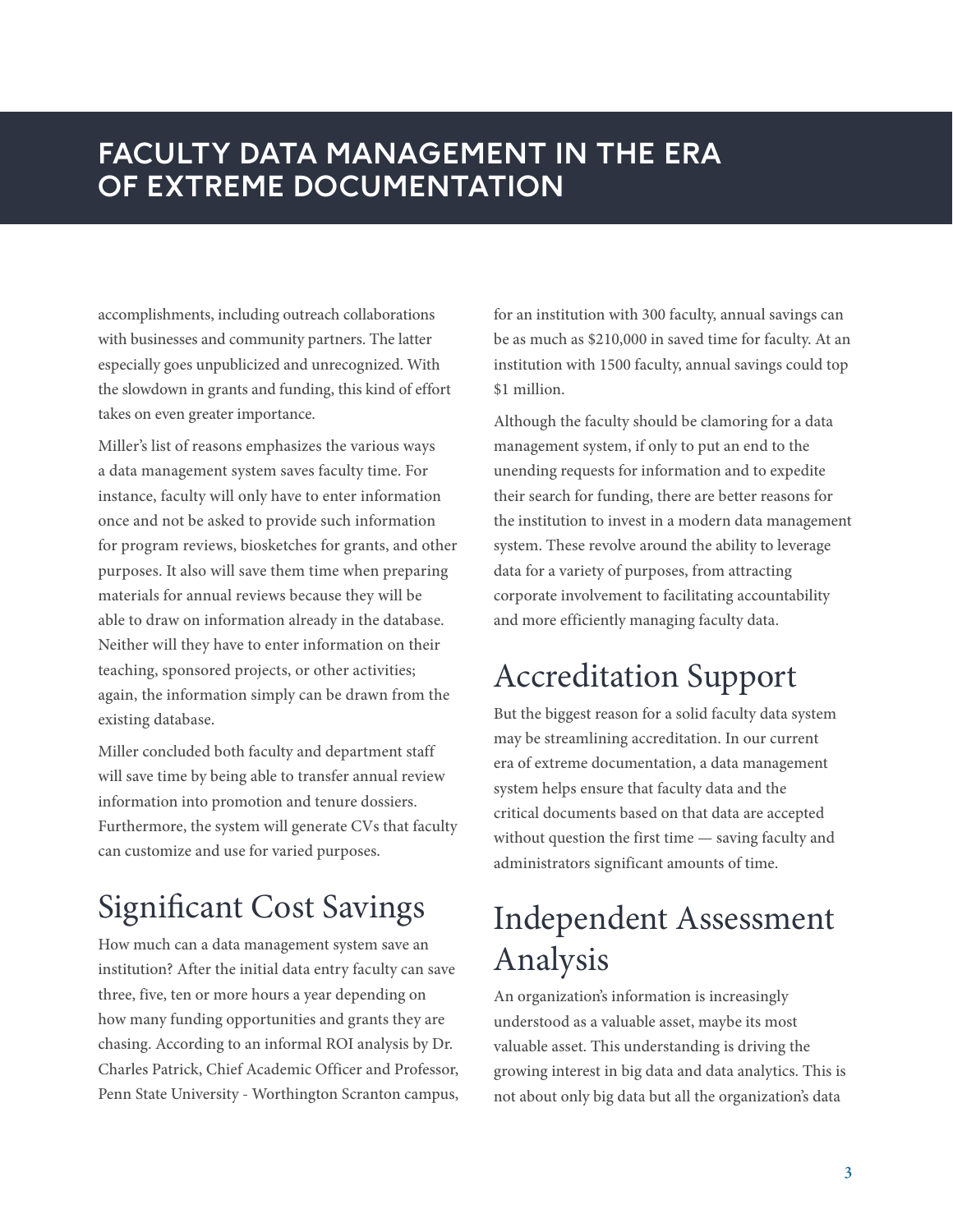accomplishments, including outreach collaborations with businesses and community partners. The latter especially goes unpublicized and unrecognized. With the slowdown in grants and funding, this kind of effort takes on even greater importance.

Miller's list of reasons emphasizes the various ways a data management system saves faculty time. For instance, faculty will only have to enter information once and not be asked to provide such information for program reviews, biosketches for grants, and other purposes. It also will save them time when preparing materials for annual reviews because they will be able to draw on information already in the database. Neither will they have to enter information on their teaching, sponsored projects, or other activities; again, the information simply can be drawn from the existing database.

Miller concluded both faculty and department staff will save time by being able to transfer annual review information into promotion and tenure dossiers. Furthermore, the system will generate CVs that faculty can customize and use for varied purposes.

## Significant Cost Savings

How much can a data management system save an institution? After the initial data entry faculty can save three, five, ten or more hours a year depending on how many funding opportunities and grants they are chasing. According to an informal ROI analysis by Dr. Charles Patrick, Chief Academic Officer and Professor, Penn State University - Worthington Scranton campus, for an institution with 300 faculty, annual savings can be as much as $210,000 in saved time for faculty. At an institution with 1500 faculty, annual savings could top $1 million.

Although the faculty should be clamoring for a data management system, if only to put an end to the unending requests for information and to expedite their search for funding, there are better reasons for the institution to invest in a modern data management system. These revolve around the ability to leverage data for a variety of purposes, from attracting corporate involvement to facilitating accountability and more efficiently managing faculty data.

## Accreditation Support

But the biggest reason for a solid faculty data system may be streamlining accreditation. In our current era of extreme documentation, a data management system helps ensure that faculty data and the critical documents based on that data are accepted without question the first time — saving faculty and administrators significant amounts of time.

## Independent Assessment Analysis

An organization's information is increasingly understood as a valuable asset, maybe its most valuable asset. This understanding is driving the growing interest in big data and data analytics. This is not about only big data but all the organization's data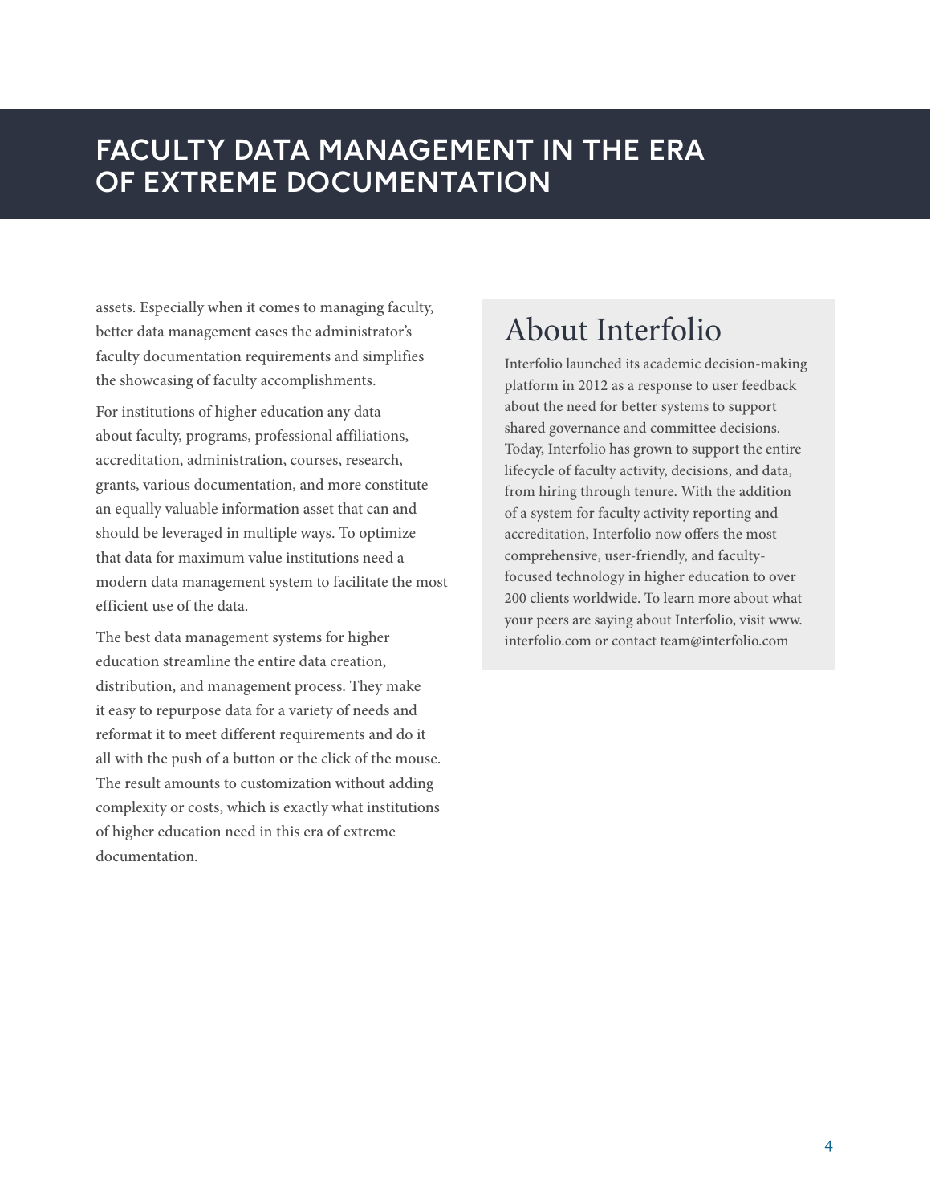# FACULTY DATA MANAGEMENT IN THE ERA OF EXTREME DOCUMENTATION

assets. Especially when it comes to managing faculty, better data management eases the administrator's faculty documentation requirements and simplifies the showcasing of faculty accomplishments.

For institutions of higher education any data about faculty, programs, professional affiliations, accreditation, administration, courses, research, grants, various documentation, and more constitute an equally valuable information asset that can and should be leveraged in multiple ways. To optimize that data for maximum value institutions need a modern data management system to facilitate the most efficient use of the data.

The best data management systems for higher education streamline the entire data creation, distribution, and management process. They make it easy to repurpose data for a variety of needs and reformat it to meet different requirements and do it all with the push of a button or the click of the mouse. The result amounts to customization without adding complexity or costs, which is exactly what institutions of higher education need in this era of extreme documentation.

## About Interfolio

Interfolio launched its academic decision-making platform in 2012 as a response to user feedback about the need for better systems to support shared governance and committee decisions. Today, Interfolio has grown to support the entire lifecycle of faculty activity, decisions, and data, from hiring through tenure. With the addition of a system for faculty activity reporting and accreditation, Interfolio now offers the most comprehensive, user-friendly, and faculty-focused technology in higher education to over 200 clients worldwide. To learn more about what your peers are saying about Interfolio, visit www.interfolio.com or contact team@interfolio.com